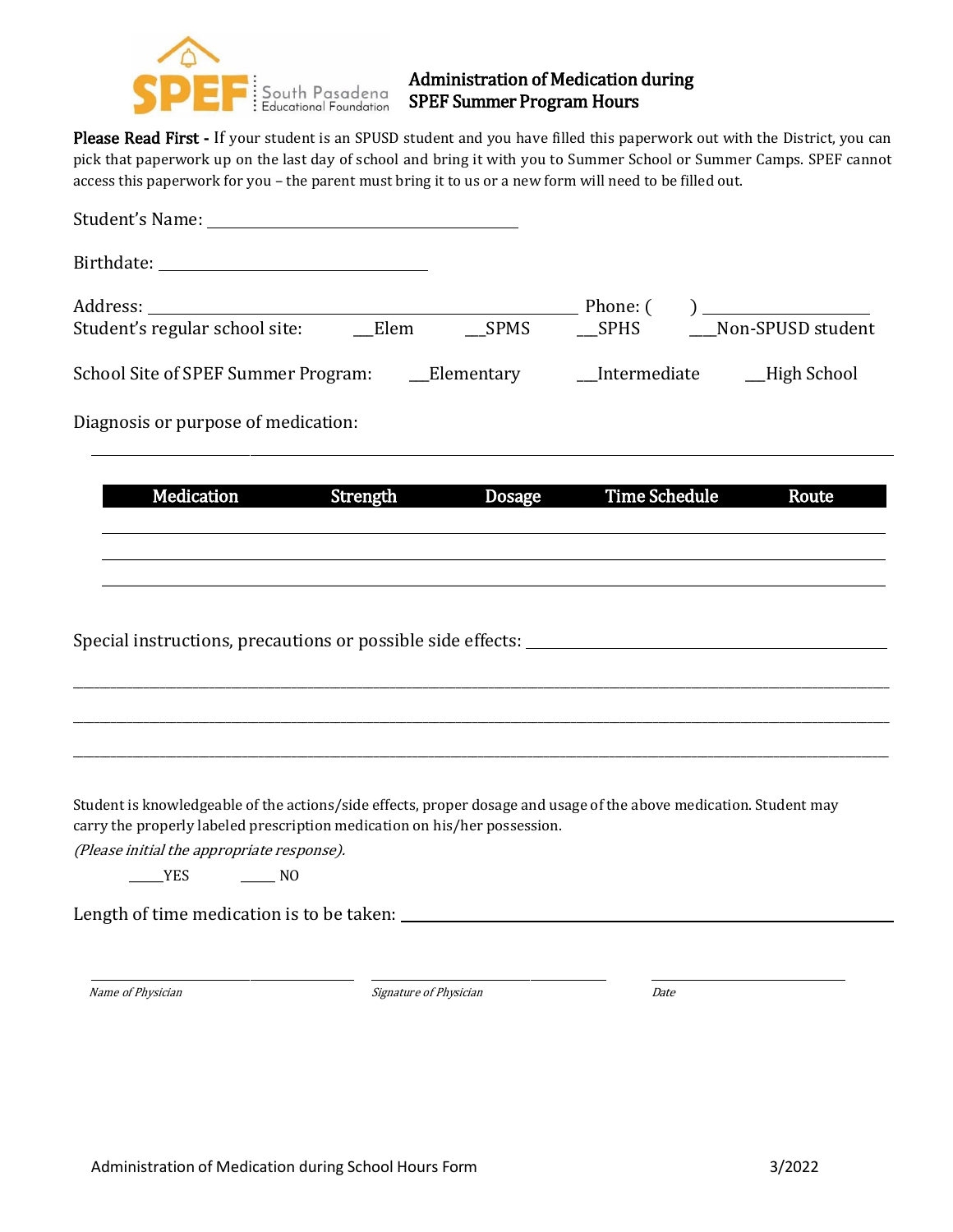SPEF South Pasadena Educational Foundation

# Administration of Medication during SPEF Summer Program Hours

**Please Read First -** If your student is an SPUSD student and you have filled this paperwork out with the District, you can pick that paperwork up on the last day of school and bring it with you to Summer School or Summer Camps. SPEF cannot access this paperwork for you – the parent must bring it to us or a new form will need to be filled out.

Student's Name: ________________________________

Birthdate: ____________________________

Address: __________________________________________ Phone: ( ) ________________

Student's regular school site: __Elem __SPMS __SPHS ___Non-SPUSD student

School Site of SPEF Summer Program: __Elementary __Intermediate __High School

Diagnosis or purpose of medication:

______________________________________________________________________________

| Medication | Strength | Dosage | Time Schedule | Route |
|---|---|---|---|---|
| | | | | |
| | | | | |
| | | | | |

Special instructions, precautions or possible side effects: ________________________________________

______________________________________________________________________________

______________________________________________________________________________

______________________________________________________________________________

Student is knowledgeable of the actions/side effects, proper dosage and usage of the above medication. Student may carry the properly labeled prescription medication on his/her possession.

*(Please initial the appropriate response).*

_____YES _____ NO

Length of time medication is to be taken: ________________________________________

_______________________ _______________________ _______________________

*Name of Physician* *Signature of Physician* *Date*

Administration of Medication during School Hours Form 3/2022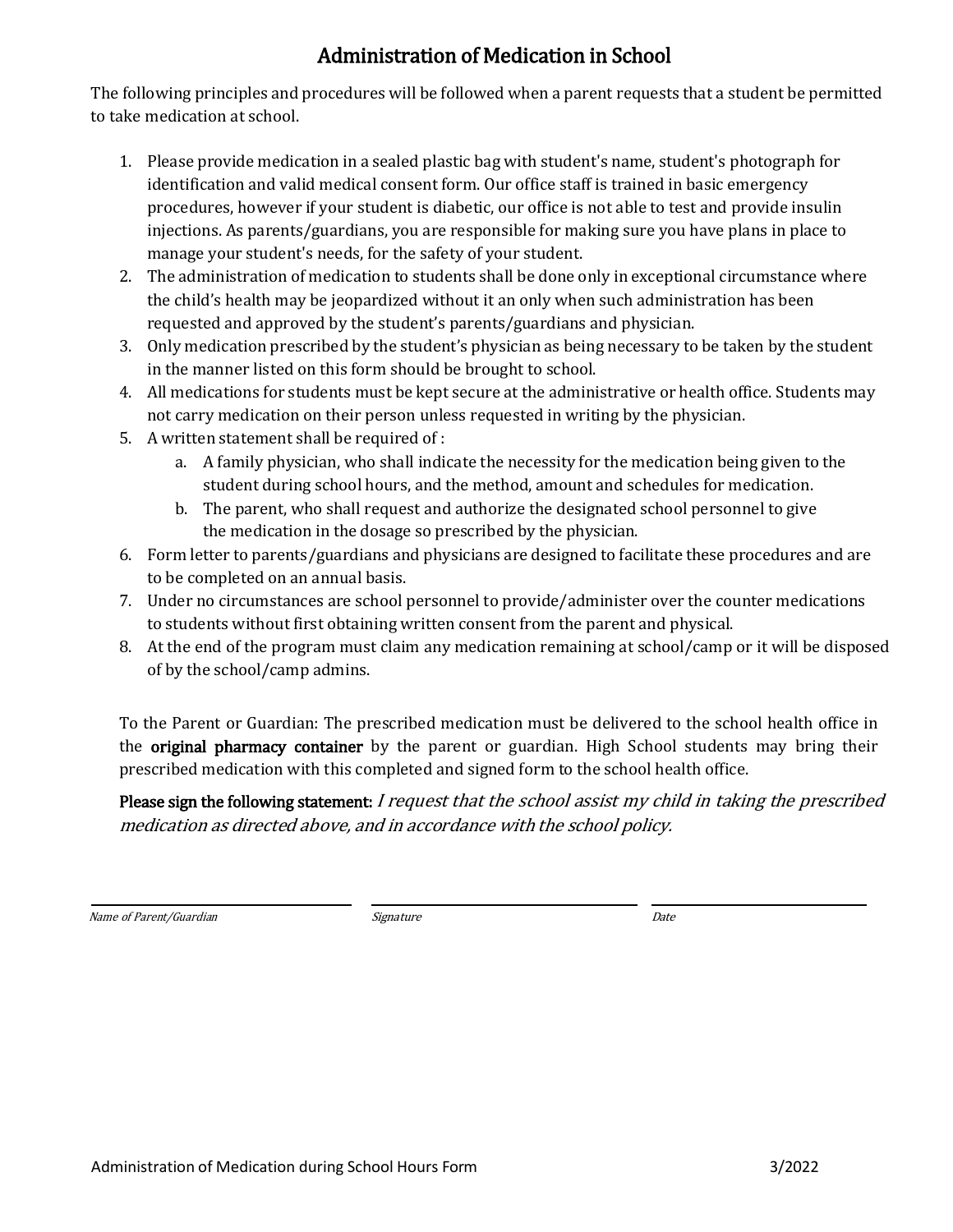# Administration of Medication in School

The following principles and procedures will be followed when a parent requests that a student be permitted to take medication at school.

1. Please provide medication in a sealed plastic bag with student's name, student's photograph for identification and valid medical consent form. Our office staff is trained in basic emergency procedures, however if your student is diabetic, our office is not able to test and provide insulin injections. As parents/guardians, you are responsible for making sure you have plans in place to manage your student's needs, for the safety of your student.
2. The administration of medication to students shall be done only in exceptional circumstance where the child's health may be jeopardized without it an only when such administration has been requested and approved by the student's parents/guardians and physician.
3. Only medication prescribed by the student's physician as being necessary to be taken by the student in the manner listed on this form should be brought to school.
4. All medications for students must be kept secure at the administrative or health office. Students may not carry medication on their person unless requested in writing by the physician.
5. A written statement shall be required of :
   a. A family physician, who shall indicate the necessity for the medication being given to the student during school hours, and the method, amount and schedules for medication.
   b. The parent, who shall request and authorize the designated school personnel to give the medication in the dosage so prescribed by the physician.
6. Form letter to parents/guardians and physicians are designed to facilitate these procedures and are to be completed on an annual basis.
7. Under no circumstances are school personnel to provide/administer over the counter medications to students without first obtaining written consent from the parent and physical.
8. At the end of the program must claim any medication remaining at school/camp or it will be disposed of by the school/camp admins.

To the Parent or Guardian: The prescribed medication must be delivered to the school health office in the **original pharmacy container** by the parent or guardian. High School students may bring their prescribed medication with this completed and signed form to the school health office.

**Please sign the following statement:** *I request that the school assist my child in taking the prescribed medication as directed above, and in accordance with the school policy.*

| _______________________ | _______________________ | _______________________ |
|---|---|---|
| *Name of Parent/Guardian* | *Signature* | *Date* |

Administration of Medication during School Hours Form 3/2022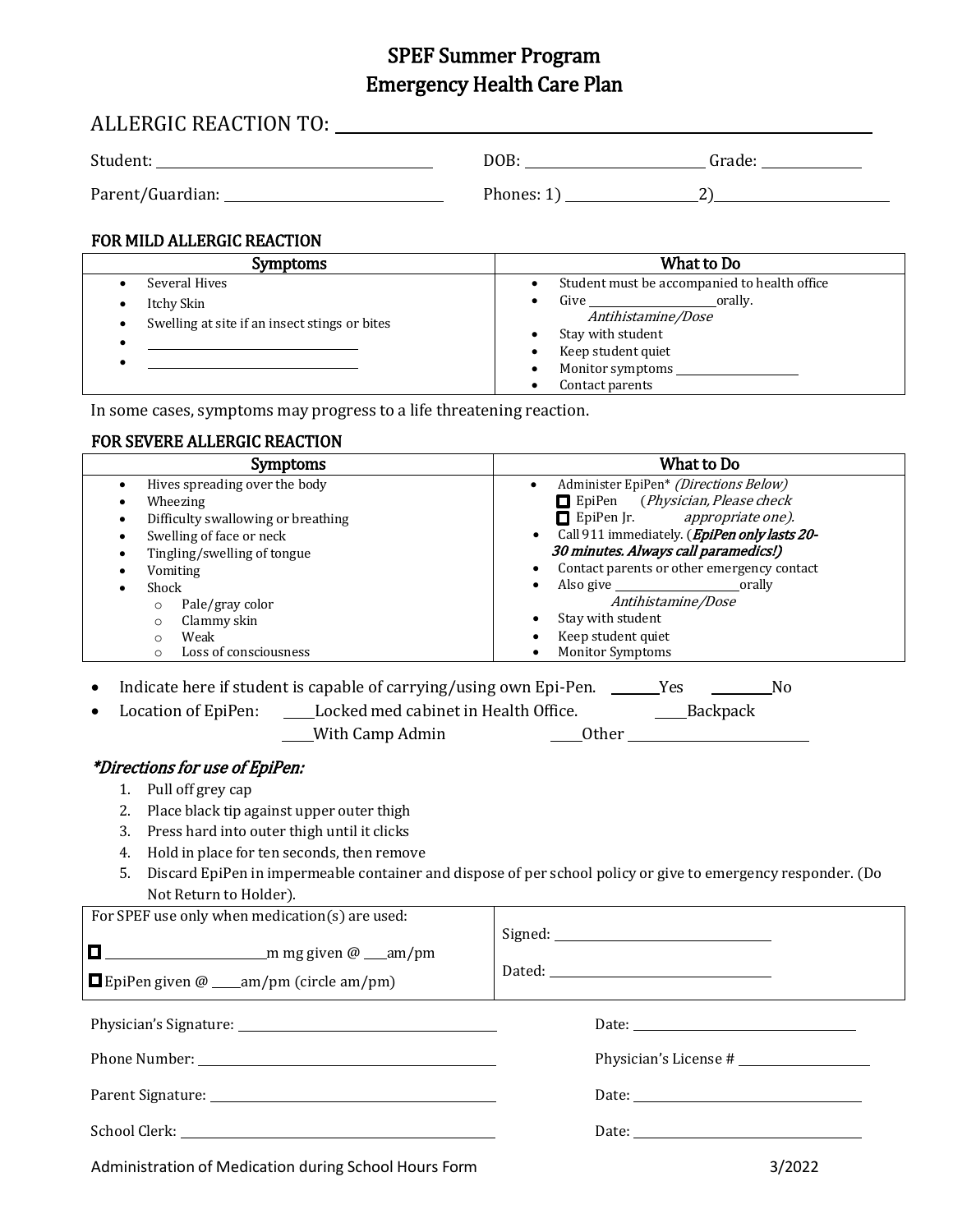# SPEF Summer Program
# Emergency Health Care Plan

ALLERGIC REACTION TO: ______________________________

Student: ______________________ DOB: ______________ Grade: __________

Parent/Guardian: ______________________ Phones: 1) ______________ 2) ______________

### FOR MILD ALLERGIC REACTION

| Symptoms | What to Do |
|---|---|
| • Several Hives<br>• Itchy Skin<br>• Swelling at site if an insect stings or bites<br>• ______________<br>• ______________ | • Student must be accompanied to health office<br>• Give ______________ orally. *Antihistamine/Dose*<br>• Stay with student<br>• Keep student quiet<br>• Monitor symptoms ______________<br>• Contact parents |

In some cases, symptoms may progress to a life threatening reaction.

### FOR SEVERE ALLERGIC REACTION

| Symptoms | What to Do |
|---|---|
| • Hives spreading over the body<br>• Wheezing<br>• Difficulty swallowing or breathing<br>• Swelling of face or neck<br>• Tingling/swelling of tongue<br>• Vomiting<br>• Shock<br>  ○ Pale/gray color<br>  ○ Clammy skin<br>  ○ Weak<br>  ○ Loss of consciousness | • Administer EpiPen* *(Directions Below)*<br>  ☐ EpiPen *(Physician, Please check*<br>  ☐ EpiPen Jr. *appropriate one).*<br>• Call 911 immediately. (***EpiPen only lasts 20-30 minutes. Always call paramedics!)***<br>• Contact parents or other emergency contact<br>• Also give ______________ orally *Antihistamine/Dose*<br>• Stay with student<br>• Keep student quiet<br>• Monitor Symptoms |

- Indicate here if student is capable of carrying/using own Epi-Pen. ______Yes ______No
- Location of EpiPen: ____Locked med cabinet in Health Office. ____Backpack ____With Camp Admin ____Other ______________

### *\*Directions for use of EpiPen:*

1. Pull off grey cap
2. Place black tip against upper outer thigh
3. Press hard into outer thigh until it clicks
4. Hold in place for ten seconds, then remove
5. Discard EpiPen in impermeable container and dispose of per school policy or give to emergency responder. (Do Not Return to Holder).

| | |
|---|---|
| For SPEF use only when medication(s) are used:<br>☐ ______________m mg given @ ___am/pm<br>☐ EpiPen given @ ____am/pm (circle am/pm) | Signed: ______________<br>Dated: ______________ |

Physician's Signature: ______________________ Date: ______________

Phone Number: ______________________ Physician's License # ______________

Parent Signature: ______________________ Date: ______________

School Clerk: ______________________ Date: ______________

Administration of Medication during School Hours Form 3/2022